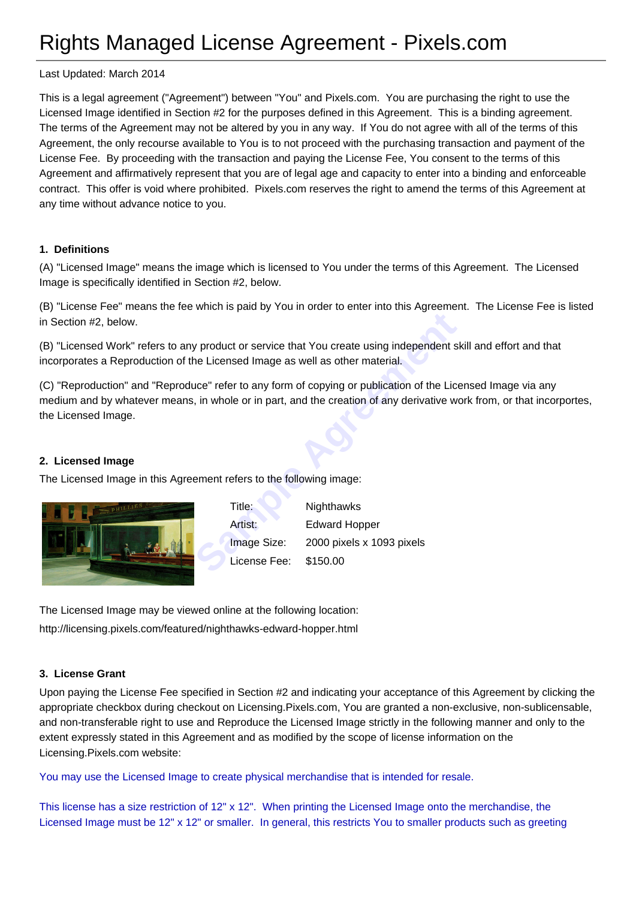# Rights Managed License Agreement - Pixels.com

Last Updated: March 2014

This is a legal agreement ("Agreement") between "You" and Pixels.com. You are purchasing the right to use the Licensed Image identified in Section #2 for the purposes defined in this Agreement. This is a binding agreement. The terms of the Agreement may not be altered by you in any way. If You do not agree with all of the terms of this Agreement, the only recourse available to You is to not proceed with the purchasing transaction and payment of the License Fee. By proceeding with the transaction and paying the License Fee, You consent to the terms of this Agreement and affirmatively represent that you are of legal age and capacity to enter into a binding and enforceable contract. This offer is void where prohibited. Pixels.com reserves the right to amend the terms of this Agreement at any time without advance notice to you.

### 1. Definitions

(A) "Licensed Image" means the image which is licensed to You under the terms of this Agreement. The Licensed Image is specifically identified in Section #2, below.

(B) "License Fee" means the fee which is paid by You in order to enter into this Agreement. The License Fee is listed in Section #2, below.

(B) "Licensed Work" refers to any product or service that You create using independent skill and effort and that incorporates a Reproduction of the Licensed Image as well as other material.

(C) "Reproduction" and "Reproduce" refer to any form of copying or publication of the Licensed Image via any medium and by whatever means, in whole or in part, and the creation of any derivative work from, or that incorportes, the Licensed Image.

### 2. Licensed Image

The Licensed Image in this Agreement refers to the following image:

| | |
|---|---|
| Title: | Nighthawks |
| Artist: | Edward Hopper |
| Image Size: | 2000 pixels x 1093 pixels |
| License Fee: | $150.00 |

The Licensed Image may be viewed online at the following location:
http://licensing.pixels.com/featured/nighthawks-edward-hopper.html

### 3. License Grant

Upon paying the License Fee specified in Section #2 and indicating your acceptance of this Agreement by clicking the appropriate checkbox during checkout on Licensing.Pixels.com, You are granted a non-exclusive, non-sublicensable, and non-transferable right to use and Reproduce the Licensed Image strictly in the following manner and only to the extent expressly stated in this Agreement and as modified by the scope of license information on the Licensing.Pixels.com website:

You may use the Licensed Image to create physical merchandise that is intended for resale.

This license has a size restriction of 12" x 12". When printing the Licensed Image onto the merchandise, the Licensed Image must be 12" x 12" or smaller. In general, this restricts You to smaller products such as greeting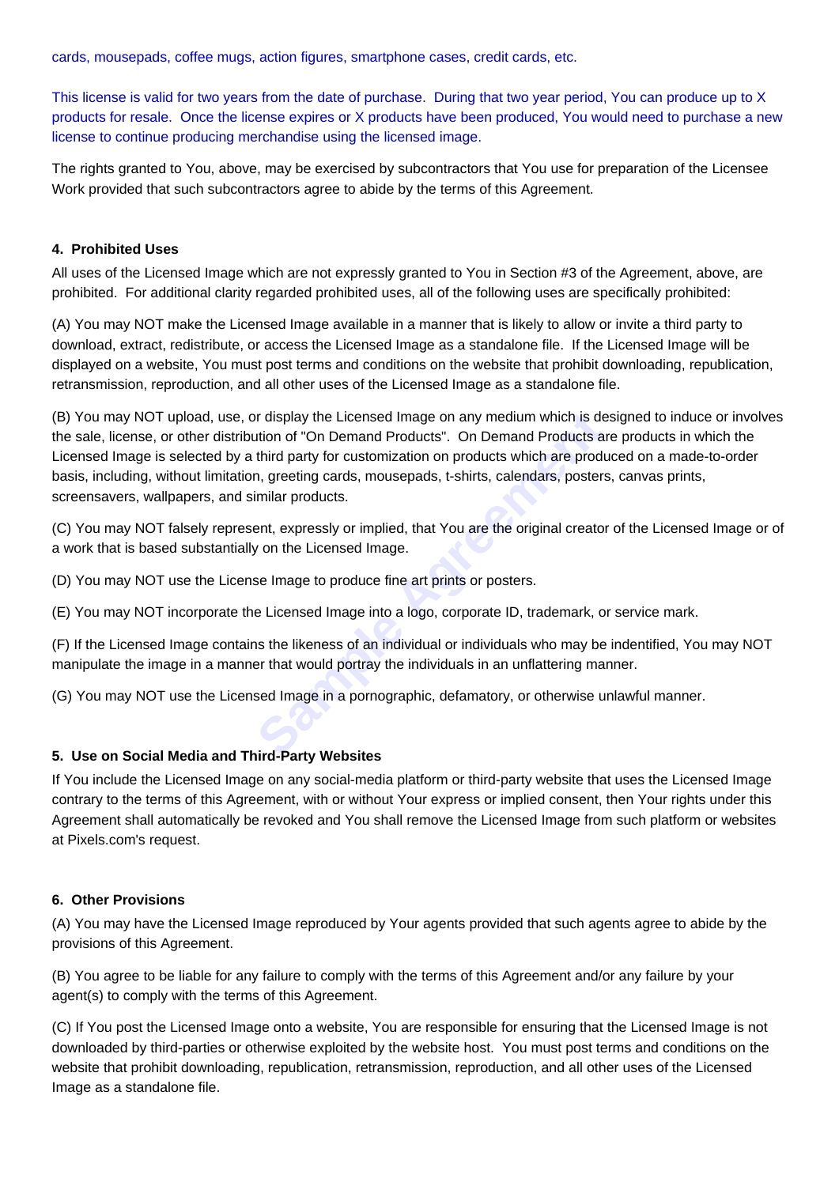cards, mousepads, coffee mugs, action figures, smartphone cases, credit cards, etc.

This license is valid for two years from the date of purchase. During that two year period, You can produce up to X products for resale. Once the license expires or X products have been produced, You would need to purchase a new license to continue producing merchandise using the licensed image.

The rights granted to You, above, may be exercised by subcontractors that You use for preparation of the Licensee Work provided that such subcontractors agree to abide by the terms of this Agreement.

**4. Prohibited Uses**

All uses of the Licensed Image which are not expressly granted to You in Section #3 of the Agreement, above, are prohibited. For additional clarity regarded prohibited uses, all of the following uses are specifically prohibited:

(A) You may NOT make the Licensed Image available in a manner that is likely to allow or invite a third party to download, extract, redistribute, or access the Licensed Image as a standalone file. If the Licensed Image will be displayed on a website, You must post terms and conditions on the website that prohibit downloading, republication, retransmission, reproduction, and all other uses of the Licensed Image as a standalone file.

(B) You may NOT upload, use, or display the Licensed Image on any medium which is designed to induce or involves the sale, license, or other distribution of "On Demand Products". On Demand Products are products in which the Licensed Image is selected by a third party for customization on products which are produced on a made-to-order basis, including, without limitation, greeting cards, mousepads, t-shirts, calendars, posters, canvas prints, screensavers, wallpapers, and similar products.

(C) You may NOT falsely represent, expressly or implied, that You are the original creator of the Licensed Image or of a work that is based substantially on the Licensed Image.

(D) You may NOT use the License Image to produce fine art prints or posters.

(E) You may NOT incorporate the Licensed Image into a logo, corporate ID, trademark, or service mark.

(F) If the Licensed Image contains the likeness of an individual or individuals who may be indentified, You may NOT manipulate the image in a manner that would portray the individuals in an unflattering manner.

(G) You may NOT use the Licensed Image in a pornographic, defamatory, or otherwise unlawful manner.

**5. Use on Social Media and Third-Party Websites**

If You include the Licensed Image on any social-media platform or third-party website that uses the Licensed Image contrary to the terms of this Agreement, with or without Your express or implied consent, then Your rights under this Agreement shall automatically be revoked and You shall remove the Licensed Image from such platform or websites at Pixels.com's request.

**6. Other Provisions**

(A) You may have the Licensed Image reproduced by Your agents provided that such agents agree to abide by the provisions of this Agreement.

(B) You agree to be liable for any failure to comply with the terms of this Agreement and/or any failure by your agent(s) to comply with the terms of this Agreement.

(C) If You post the Licensed Image onto a website, You are responsible for ensuring that the Licensed Image is not downloaded by third-parties or otherwise exploited by the website host. You must post terms and conditions on the website that prohibit downloading, republication, retransmission, reproduction, and all other uses of the Licensed Image as a standalone file.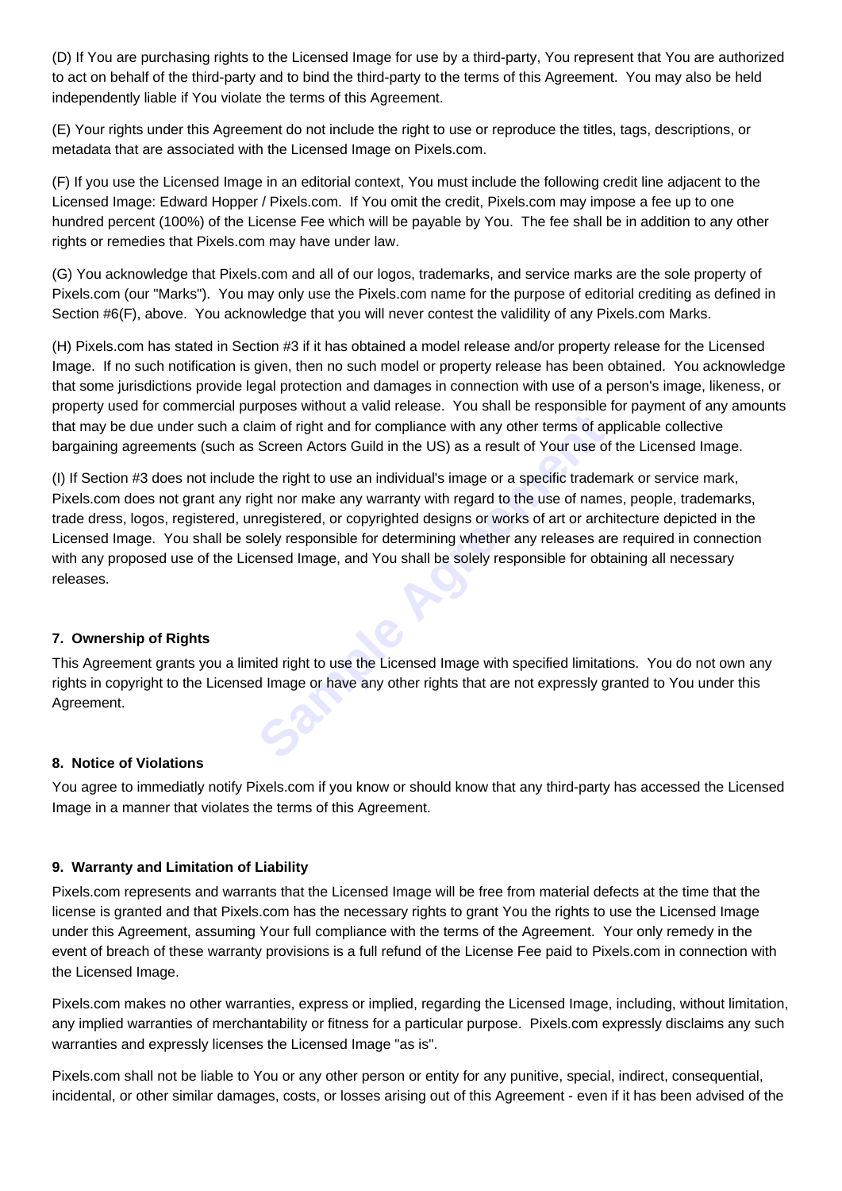(D) If You are purchasing rights to the Licensed Image for use by a third-party, You represent that You are authorized to act on behalf of the third-party and to bind the third-party to the terms of this Agreement. You may also be held independently liable if You violate the terms of this Agreement.

(E) Your rights under this Agreement do not include the right to use or reproduce the titles, tags, descriptions, or metadata that are associated with the Licensed Image on Pixels.com.

(F) If you use the Licensed Image in an editorial context, You must include the following credit line adjacent to the Licensed Image: Edward Hopper / Pixels.com. If You omit the credit, Pixels.com may impose a fee up to one hundred percent (100%) of the License Fee which will be payable by You. The fee shall be in addition to any other rights or remedies that Pixels.com may have under law.

(G) You acknowledge that Pixels.com and all of our logos, trademarks, and service marks are the sole property of Pixels.com (our "Marks"). You may only use the Pixels.com name for the purpose of editorial crediting as defined in Section #6(F), above. You acknowledge that you will never contest the validility of any Pixels.com Marks.

(H) Pixels.com has stated in Section #3 if it has obtained a model release and/or property release for the Licensed Image. If no such notification is given, then no such model or property release has been obtained. You acknowledge that some jurisdictions provide legal protection and damages in connection with use of a person's image, likeness, or property used for commercial purposes without a valid release. You shall be responsible for payment of any amounts that may be due under such a claim of right and for compliance with any other terms of applicable collective bargaining agreements (such as Screen Actors Guild in the US) as a result of Your use of the Licensed Image.

(I) If Section #3 does not include the right to use an individual's image or a specific trademark or service mark, Pixels.com does not grant any right nor make any warranty with regard to the use of names, people, trademarks, trade dress, logos, registered, unregistered, or copyrighted designs or works of art or architecture depicted in the Licensed Image. You shall be solely responsible for determining whether any releases are required in connection with any proposed use of the Licensed Image, and You shall be solely responsible for obtaining all necessary releases.

#### 7. Ownership of Rights

This Agreement grants you a limited right to use the Licensed Image with specified limitations. You do not own any rights in copyright to the Licensed Image or have any other rights that are not expressly granted to You under this Agreement.

#### 8. Notice of Violations

You agree to immediatly notify Pixels.com if you know or should know that any third-party has accessed the Licensed Image in a manner that violates the terms of this Agreement.

#### 9. Warranty and Limitation of Liability

Pixels.com represents and warrants that the Licensed Image will be free from material defects at the time that the license is granted and that Pixels.com has the necessary rights to grant You the rights to use the Licensed Image under this Agreement, assuming Your full compliance with the terms of the Agreement. Your only remedy in the event of breach of these warranty provisions is a full refund of the License Fee paid to Pixels.com in connection with the Licensed Image.

Pixels.com makes no other warranties, express or implied, regarding the Licensed Image, including, without limitation, any implied warranties of merchantability or fitness for a particular purpose. Pixels.com expressly disclaims any such warranties and expressly licenses the Licensed Image "as is".

Pixels.com shall not be liable to You or any other person or entity for any punitive, special, indirect, consequential, incidental, or other similar damages, costs, or losses arising out of this Agreement - even if it has been advised of the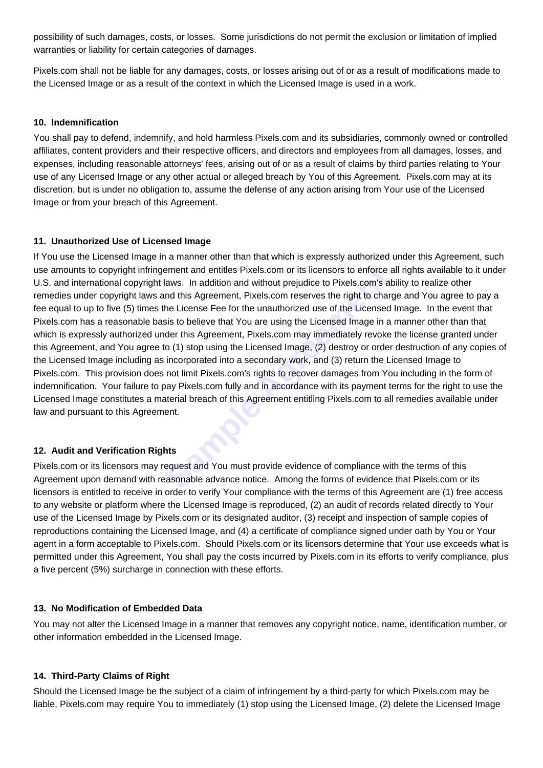possibility of such damages, costs, or losses. Some jurisdictions do not permit the exclusion or limitation of implied warranties or liability for certain categories of damages.

Pixels.com shall not be liable for any damages, costs, or losses arising out of or as a result of modifications made to the Licensed Image or as a result of the context in which the Licensed Image is used in a work.

**10. Indemnification**

You shall pay to defend, indemnify, and hold harmless Pixels.com and its subsidiaries, commonly owned or controlled affiliates, content providers and their respective officers, and directors and employees from all damages, losses, and expenses, including reasonable attorneys' fees, arising out of or as a result of claims by third parties relating to Your use of any Licensed Image or any other actual or alleged breach by You of this Agreement. Pixels.com may at its discretion, but is under no obligation to, assume the defense of any action arising from Your use of the Licensed Image or from your breach of this Agreement.

**11. Unauthorized Use of Licensed Image**

If You use the Licensed Image in a manner other than that which is expressly authorized under this Agreement, such use amounts to copyright infringement and entitles Pixels.com or its licensors to enforce all rights available to it under U.S. and international copyright laws. In addition and without prejudice to Pixels.com's ability to realize other remedies under copyright laws and this Agreement, Pixels.com reserves the right to charge and You agree to pay a fee equal to up to five (5) times the License Fee for the unauthorized use of the Licensed Image. In the event that Pixels.com has a reasonable basis to believe that You are using the Licensed Image in a manner other than that which is expressly authorized under this Agreement, Pixels.com may immediately revoke the license granted under this Agreement, and You agree to (1) stop using the Licensed Image, (2) destroy or order destruction of any copies of the Licensed Image including as incorporated into a secondary work, and (3) return the Licensed Image to Pixels.com. This provision does not limit Pixels.com's rights to recover damages from You including in the form of indemnification. Your failure to pay Pixels.com fully and in accordance with its payment terms for the right to use the Licensed Image constitutes a material breach of this Agreement entitling Pixels.com to all remedies available under law and pursuant to this Agreement.

**12. Audit and Verification Rights**

Pixels.com or its licensors may request and You must provide evidence of compliance with the terms of this Agreement upon demand with reasonable advance notice. Among the forms of evidence that Pixels.com or its licensors is entitled to receive in order to verify Your compliance with the terms of this Agreement are (1) free access to any website or platform where the Licensed Image is reproduced, (2) an audit of records related directly to Your use of the Licensed Image by Pixels.com or its designated auditor, (3) receipt and inspection of sample copies of reproductions containing the Licensed Image, and (4) a certificate of compliance signed under oath by You or Your agent in a form acceptable to Pixels.com. Should Pixels.com or its licensors determine that Your use exceeds what is permitted under this Agreement, You shall pay the costs incurred by Pixels.com in its efforts to verify compliance, plus a five percent (5%) surcharge in connection with these efforts.

**13. No Modification of Embedded Data**

You may not alter the Licensed Image in a manner that removes any copyright notice, name, identification number, or other information embedded in the Licensed Image.

**14. Third-Party Claims of Right**

Should the Licensed Image be the subject of a claim of infringement by a third-party for which Pixels.com may be liable, Pixels.com may require You to immediately (1) stop using the Licensed Image, (2) delete the Licensed Image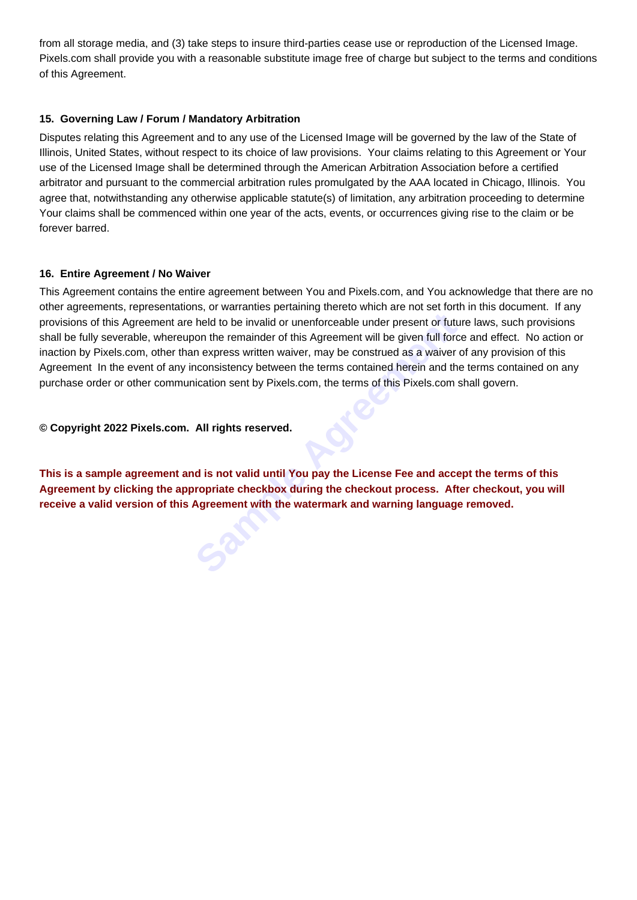from all storage media, and (3) take steps to insure third-parties cease use or reproduction of the Licensed Image. Pixels.com shall provide you with a reasonable substitute image free of charge but subject to the terms and conditions of this Agreement.

### 15. Governing Law / Forum / Mandatory Arbitration

Disputes relating this Agreement and to any use of the Licensed Image will be governed by the law of the State of Illinois, United States, without respect to its choice of law provisions. Your claims relating to this Agreement or Your use of the Licensed Image shall be determined through the American Arbitration Association before a certified arbitrator and pursuant to the commercial arbitration rules promulgated by the AAA located in Chicago, Illinois. You agree that, notwithstanding any otherwise applicable statute(s) of limitation, any arbitration proceeding to determine Your claims shall be commenced within one year of the acts, events, or occurrences giving rise to the claim or be forever barred.

### 16. Entire Agreement / No Waiver

This Agreement contains the entire agreement between You and Pixels.com, and You acknowledge that there are no other agreements, representations, or warranties pertaining thereto which are not set forth in this document. If any provisions of this Agreement are held to be invalid or unenforceable under present or future laws, such provisions shall be fully severable, whereupon the remainder of this Agreement will be given full force and effect. No action or inaction by Pixels.com, other than express written waiver, may be construed as a waiver of any provision of this Agreement In the event of any inconsistency between the terms contained herein and the terms contained on any purchase order or other communication sent by Pixels.com, the terms of this Pixels.com shall govern.

**© Copyright 2022 Pixels.com. All rights reserved.**

**This is a sample agreement and is not valid until You pay the License Fee and accept the terms of this Agreement by clicking the appropriate checkbox during the checkout process. After checkout, you will receive a valid version of this Agreement with the watermark and warning language removed.**